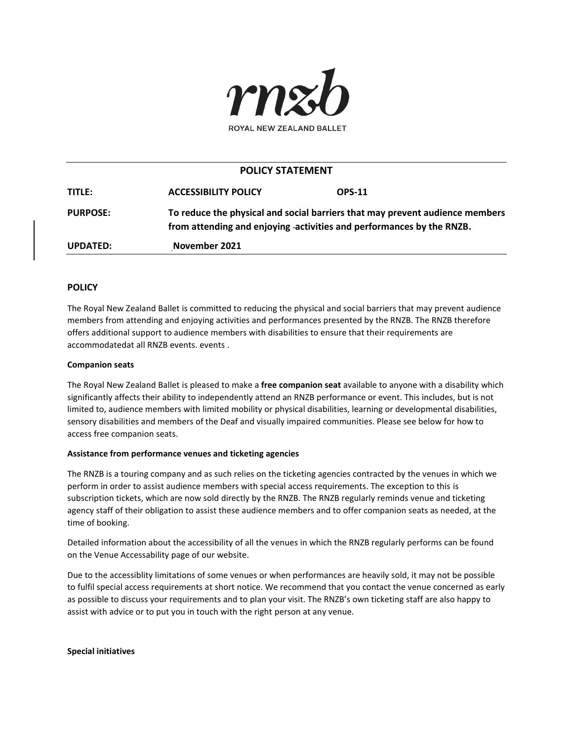rnzb

ROYAL NEW ZEALAND BALLET

**POLICY STATEMENT**

| | | |
|---|---|---|
| **TITLE:** | **ACCESSIBILITY POLICY** | **OPS-11** |
| **PURPOSE:** | **To reduce the physical and social barriers that may prevent audience members from attending and enjoying activities and performances by the RNZB.** | |
| **UPDATED:** | **November 2021** | |

## POLICY

The Royal New Zealand Ballet is committed to reducing the physical and social barriers that may prevent audience members from attending and enjoying activities and performances presented by the RNZB. The RNZB therefore offers additional support to audience members with disabilities to ensure that their requirements are accommodatedat all RNZB events. events .

### Companion seats

The Royal New Zealand Ballet is pleased to make a **free companion seat** available to anyone with a disability which significantly affects their ability to independently attend an RNZB performance or event. This includes, but is not limited to, audience members with limited mobility or physical disabilities, learning or developmental disabilities, sensory disabilities and members of the Deaf and visually impaired communities. Please see below for how to access free companion seats.

### Assistance from performance venues and ticketing agencies

The RNZB is a touring company and as such relies on the ticketing agencies contracted by the venues in which we perform in order to assist audience members with special access requirements. The exception to this is subscription tickets, which are now sold directly by the RNZB. The RNZB regularly reminds venue and ticketing agency staff of their obligation to assist these audience members and to offer companion seats as needed, at the time of booking.

Detailed information about the accessibility of all the venues in which the RNZB regularly performs can be found on the Venue Accessability page of our website.

Due to the accessiblity limitations of some venues or when performances are heavily sold, it may not be possible to fulfil special access requirements at short notice. We recommend that you contact the venue concerned as early as possible to discuss your requirements and to plan your visit. The RNZB's own ticketing staff are also happy to assist with advice or to put you in touch with the right person at any venue.

### Special initiatives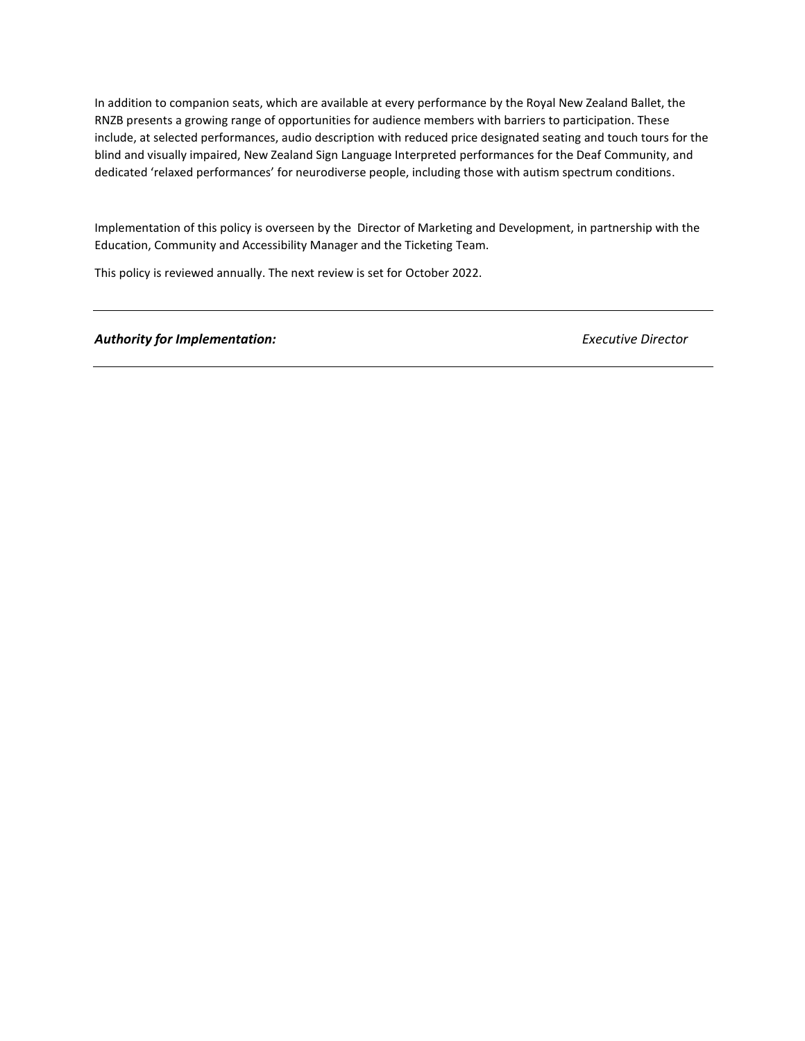In addition to companion seats, which are available at every performance by the Royal New Zealand Ballet, the RNZB presents a growing range of opportunities for audience members with barriers to participation. These include, at selected performances, audio description with reduced price designated seating and touch tours for the blind and visually impaired, New Zealand Sign Language Interpreted performances for the Deaf Community, and dedicated 'relaxed performances' for neurodiverse people, including those with autism spectrum conditions.

Implementation of this policy is overseen by the Director of Marketing and Development, in partnership with the Education, Community and Accessibility Manager and the Ticketing Team.

This policy is reviewed annually. The next review is set for October 2022.

---

***Authority for Implementation:*** *Executive Director*

---